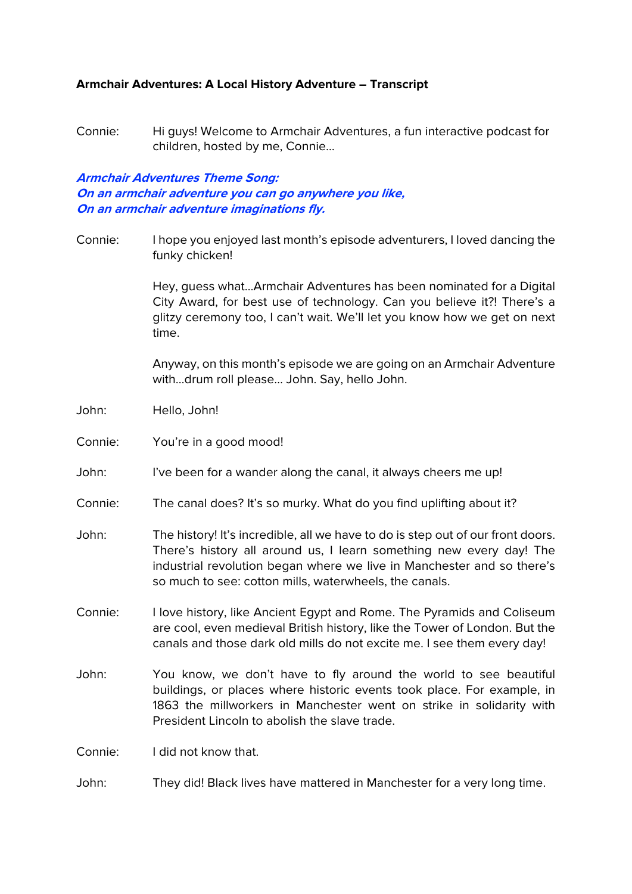**Armchair Adventures: A Local History Adventure – Transcript**

Connie: Hi guys! Welcome to Armchair Adventures, a fun interactive podcast for children, hosted by me, Connie…

***Armchair Adventures Theme Song:***
***On an armchair adventure you can go anywhere you like,***
***On an armchair adventure imaginations fly.***

Connie: I hope you enjoyed last month's episode adventurers, I loved dancing the funky chicken!

Hey, guess what…Armchair Adventures has been nominated for a Digital City Award, for best use of technology. Can you believe it?! There's a glitzy ceremony too, I can't wait. We'll let you know how we get on next time.

Anyway, on this month's episode we are going on an Armchair Adventure with…drum roll please… John. Say, hello John.

John: Hello, John!

Connie: You're in a good mood!

John: I've been for a wander along the canal, it always cheers me up!

Connie: The canal does? It's so murky. What do you find uplifting about it?

John: The history! It's incredible, all we have to do is step out of our front doors. There's history all around us, I learn something new every day! The industrial revolution began where we live in Manchester and so there's so much to see: cotton mills, waterwheels, the canals.

Connie: I love history, like Ancient Egypt and Rome. The Pyramids and Coliseum are cool, even medieval British history, like the Tower of London. But the canals and those dark old mills do not excite me. I see them every day!

John: You know, we don't have to fly around the world to see beautiful buildings, or places where historic events took place. For example, in 1863 the millworkers in Manchester went on strike in solidarity with President Lincoln to abolish the slave trade.

Connie: I did not know that.

John: They did! Black lives have mattered in Manchester for a very long time.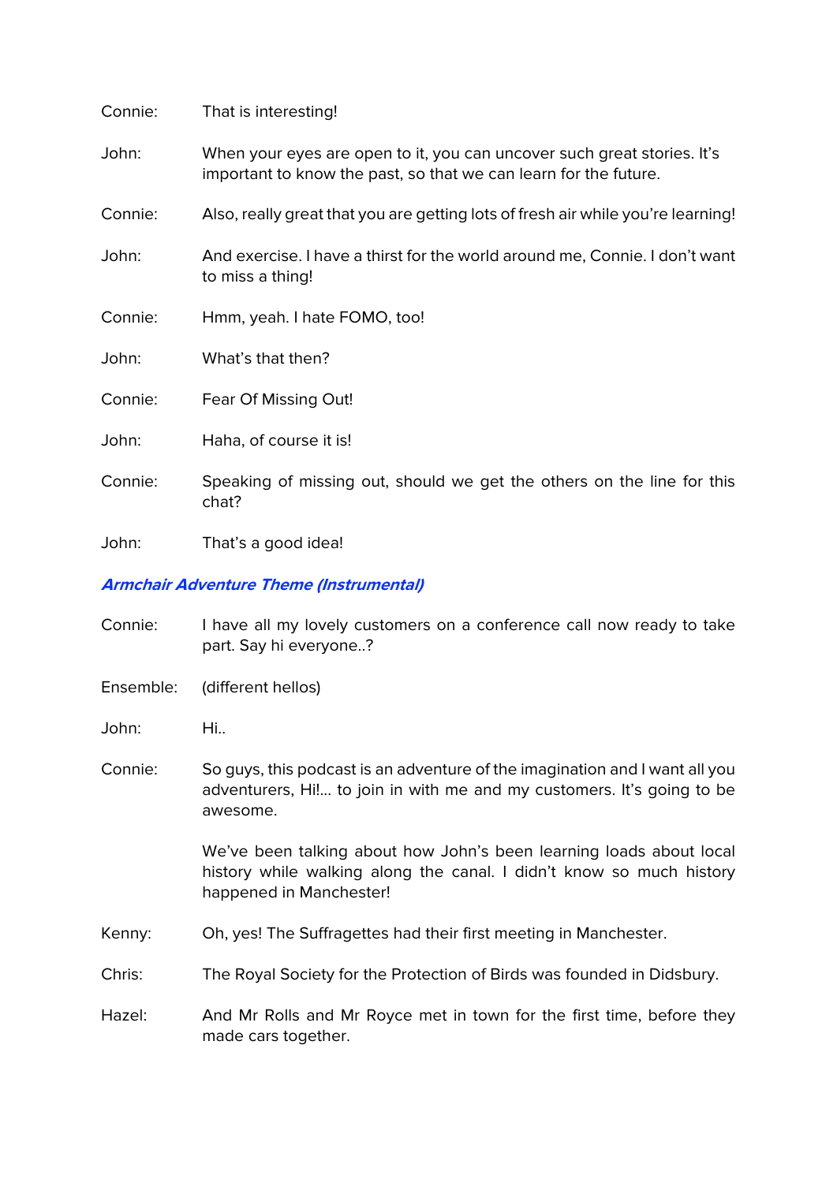Connie: That is interesting!

John: When your eyes are open to it, you can uncover such great stories. It's important to know the past, so that we can learn for the future.

Connie: Also, really great that you are getting lots of fresh air while you're learning!

John: And exercise. I have a thirst for the world around me, Connie. I don't want to miss a thing!

Connie: Hmm, yeah. I hate FOMO, too!

John: What's that then?

Connie: Fear Of Missing Out!

John: Haha, of course it is!

Connie: Speaking of missing out, should we get the others on the line for this chat?

John: That's a good idea!

***Armchair Adventure Theme (Instrumental)***

Connie: I have all my lovely customers on a conference call now ready to take part. Say hi everyone..?

Ensemble: (different hellos)

John: Hi..

Connie: So guys, this podcast is an adventure of the imagination and I want all you adventurers, Hi!... to join in with me and my customers. It's going to be awesome.

We've been talking about how John's been learning loads about local history while walking along the canal. I didn't know so much history happened in Manchester!

Kenny: Oh, yes! The Suffragettes had their first meeting in Manchester.

Chris: The Royal Society for the Protection of Birds was founded in Didsbury.

Hazel: And Mr Rolls and Mr Royce met in town for the first time, before they made cars together.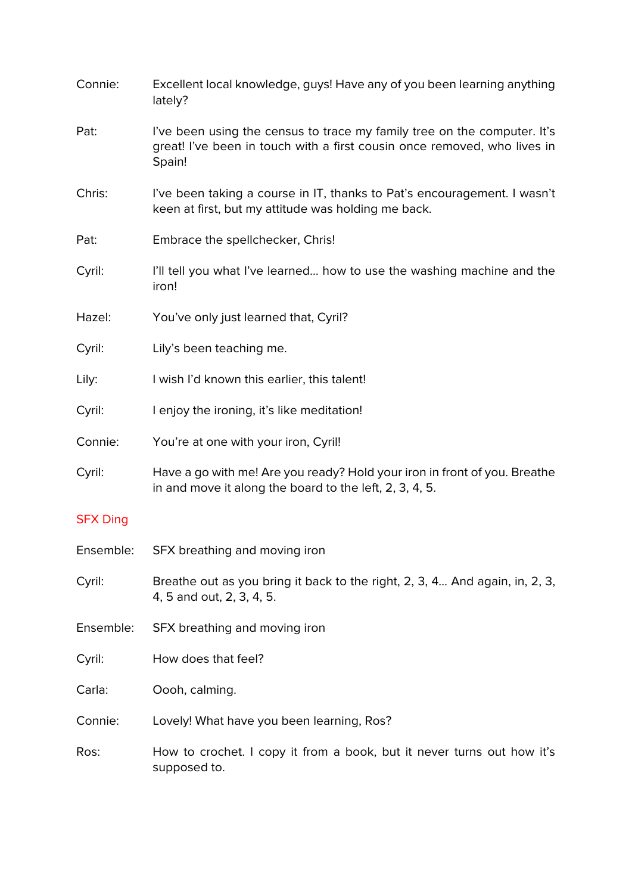Connie: Excellent local knowledge, guys! Have any of you been learning anything lately?

Pat: I've been using the census to trace my family tree on the computer. It's great! I've been in touch with a first cousin once removed, who lives in Spain!

Chris: I've been taking a course in IT, thanks to Pat's encouragement. I wasn't keen at first, but my attitude was holding me back.

Pat: Embrace the spellchecker, Chris!

Cyril: I'll tell you what I've learned… how to use the washing machine and the iron!

Hazel: You've only just learned that, Cyril?

Cyril: Lily's been teaching me.

Lily: I wish I'd known this earlier, this talent!

Cyril: I enjoy the ironing, it's like meditation!

Connie: You're at one with your iron, Cyril!

Cyril: Have a go with me! Are you ready? Hold your iron in front of you. Breathe in and move it along the board to the left, 2, 3, 4, 5.

SFX Ding

Ensemble: SFX breathing and moving iron

Cyril: Breathe out as you bring it back to the right, 2, 3, 4… And again, in, 2, 3, 4, 5 and out, 2, 3, 4, 5.

Ensemble: SFX breathing and moving iron

Cyril: How does that feel?

Carla: Oooh, calming.

Connie: Lovely! What have you been learning, Ros?

Ros: How to crochet. I copy it from a book, but it never turns out how it's supposed to.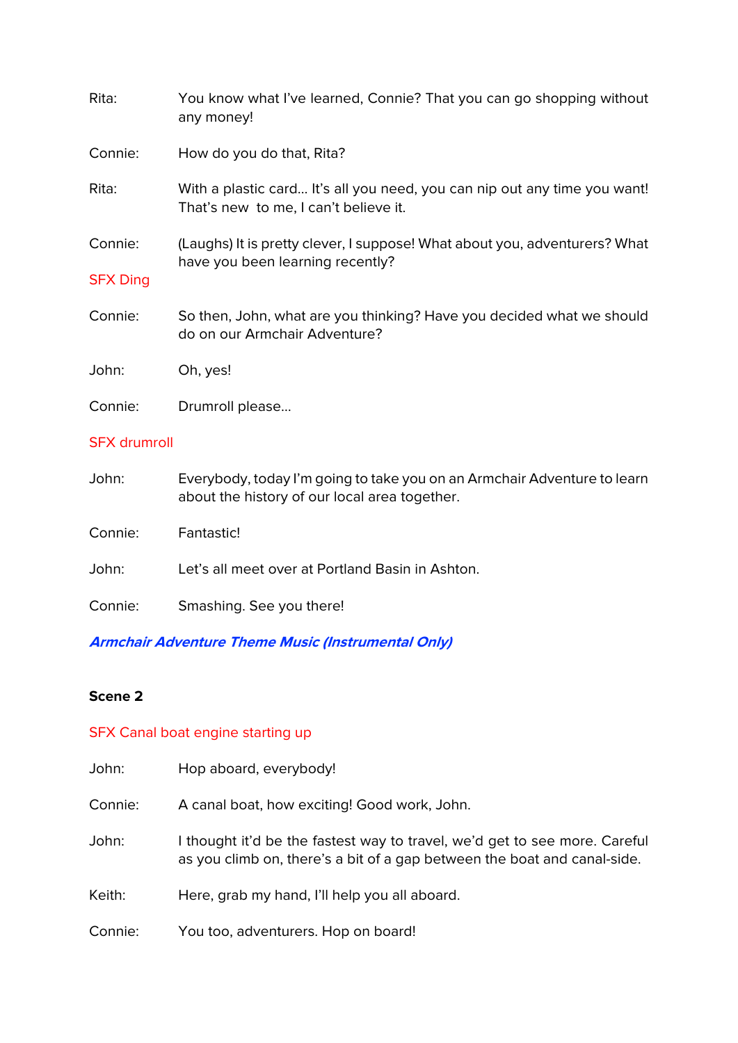Rita: You know what I've learned, Connie? That you can go shopping without any money!

Connie: How do you do that, Rita?

Rita: With a plastic card… It's all you need, you can nip out any time you want! That's new to me, I can't believe it.

Connie: (Laughs) It is pretty clever, I suppose! What about you, adventurers? What have you been learning recently?

SFX Ding

Connie: So then, John, what are you thinking? Have you decided what we should do on our Armchair Adventure?

John: Oh, yes!

Connie: Drumroll please…

SFX drumroll

John: Everybody, today I'm going to take you on an Armchair Adventure to learn about the history of our local area together.

Connie: Fantastic!

John: Let's all meet over at Portland Basin in Ashton.

Connie: Smashing. See you there!

***Armchair Adventure Theme Music (Instrumental Only)***

**Scene 2**

SFX Canal boat engine starting up

John: Hop aboard, everybody!

Connie: A canal boat, how exciting! Good work, John.

John: I thought it'd be the fastest way to travel, we'd get to see more. Careful as you climb on, there's a bit of a gap between the boat and canal-side.

Keith: Here, grab my hand, I'll help you all aboard.

Connie: You too, adventurers. Hop on board!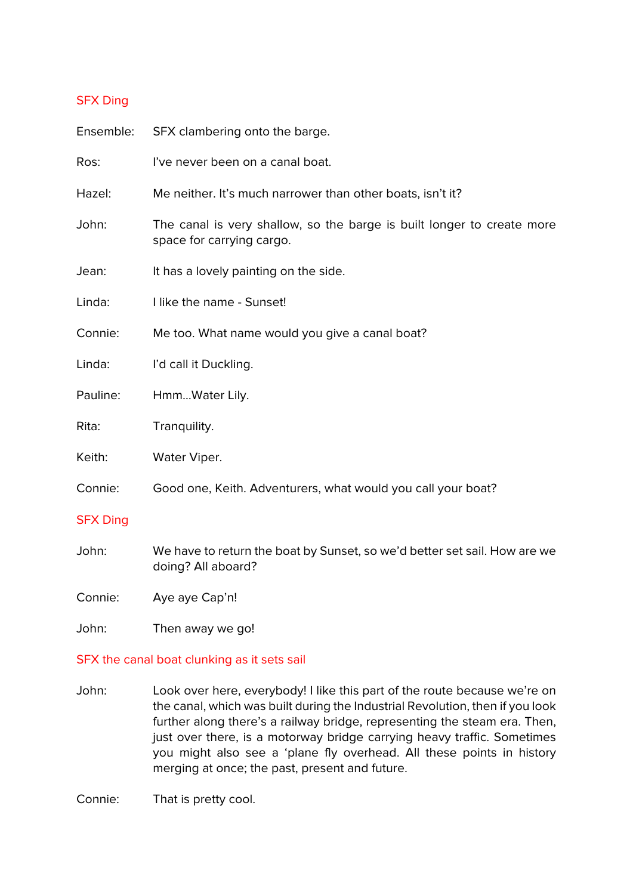SFX Ding

Ensemble: SFX clambering onto the barge.

Ros: I've never been on a canal boat.

Hazel: Me neither. It's much narrower than other boats, isn't it?

John: The canal is very shallow, so the barge is built longer to create more space for carrying cargo.

Jean: It has a lovely painting on the side.

Linda: I like the name - Sunset!

Connie: Me too. What name would you give a canal boat?

Linda: I'd call it Duckling.

Pauline: Hmm...Water Lily.

Rita: Tranquility.

Keith: Water Viper.

Connie: Good one, Keith. Adventurers, what would you call your boat?

SFX Ding

John: We have to return the boat by Sunset, so we'd better set sail. How are we doing? All aboard?

Connie: Aye aye Cap'n!

John: Then away we go!

SFX the canal boat clunking as it sets sail

John: Look over here, everybody! I like this part of the route because we're on the canal, which was built during the Industrial Revolution, then if you look further along there's a railway bridge, representing the steam era. Then, just over there, is a motorway bridge carrying heavy traffic. Sometimes you might also see a 'plane fly overhead. All these points in history merging at once; the past, present and future.

Connie: That is pretty cool.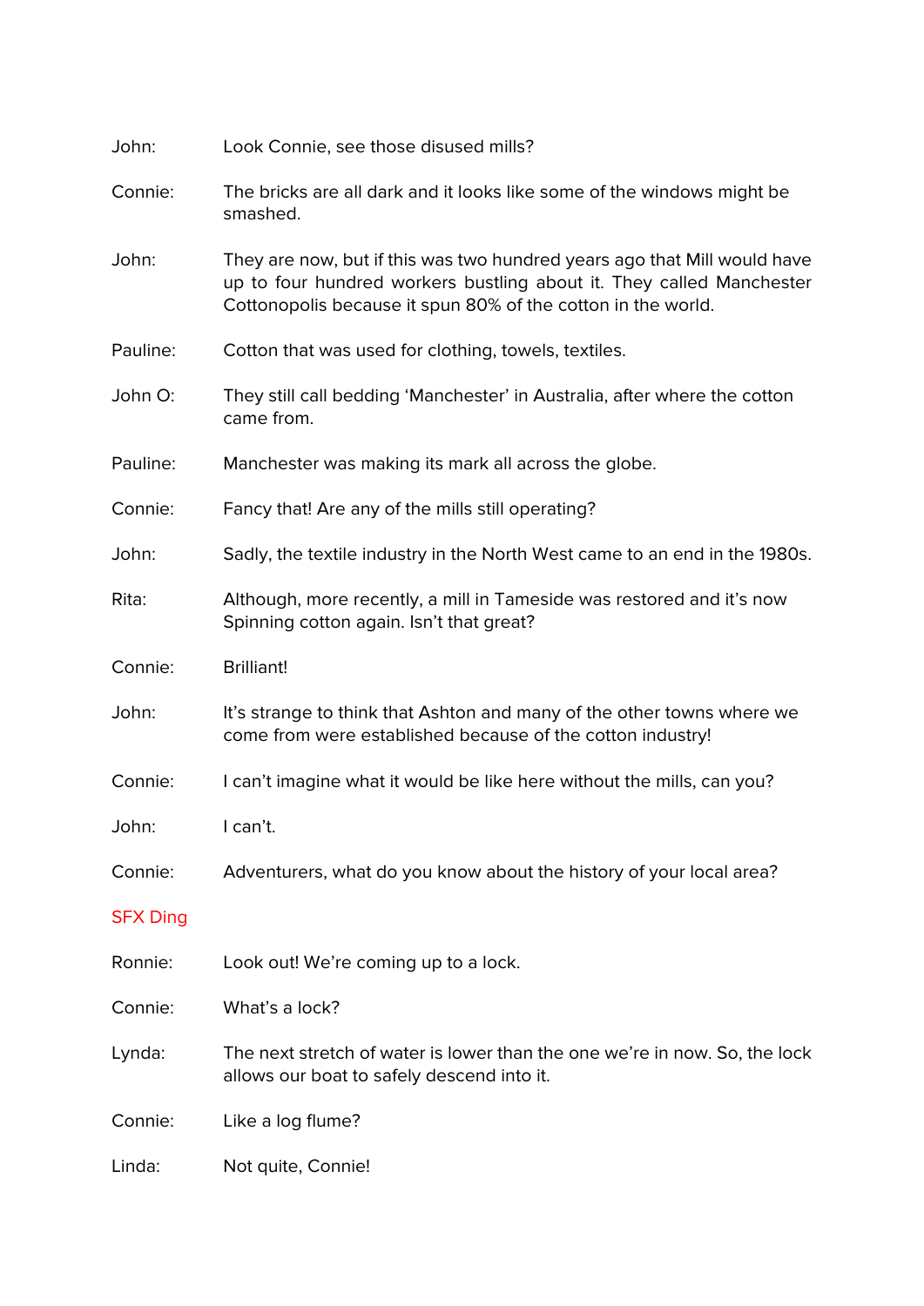John: Look Connie, see those disused mills?

Connie: The bricks are all dark and it looks like some of the windows might be smashed.

John: They are now, but if this was two hundred years ago that Mill would have up to four hundred workers bustling about it. They called Manchester Cottonopolis because it spun 80% of the cotton in the world.

Pauline: Cotton that was used for clothing, towels, textiles.

John O: They still call bedding 'Manchester' in Australia, after where the cotton came from.

Pauline: Manchester was making its mark all across the globe.

Connie: Fancy that! Are any of the mills still operating?

John: Sadly, the textile industry in the North West came to an end in the 1980s.

Rita: Although, more recently, a mill in Tameside was restored and it's now Spinning cotton again. Isn't that great?

Connie: Brilliant!

John: It's strange to think that Ashton and many of the other towns where we come from were established because of the cotton industry!

Connie: I can't imagine what it would be like here without the mills, can you?

John: I can't.

Connie: Adventurers, what do you know about the history of your local area?

SFX Ding

Ronnie: Look out! We're coming up to a lock.

Connie: What's a lock?

Lynda: The next stretch of water is lower than the one we're in now. So, the lock allows our boat to safely descend into it.

Connie: Like a log flume?

Linda: Not quite, Connie!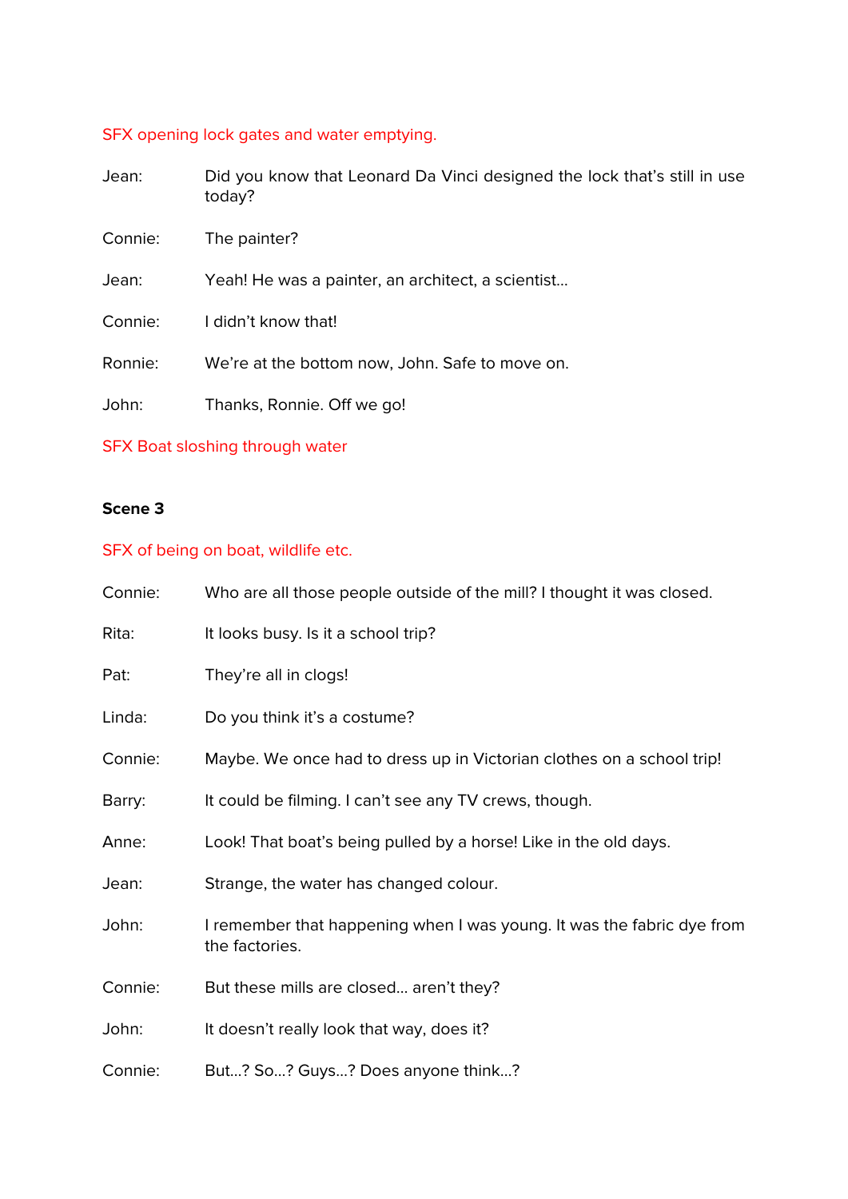SFX opening lock gates and water emptying.

| | |
|---|---|
| Jean: | Did you know that Leonard Da Vinci designed the lock that's still in use today? |
| Connie: | The painter? |
| Jean: | Yeah! He was a painter, an architect, a scientist... |
| Connie: | I didn't know that! |
| Ronnie: | We're at the bottom now, John. Safe to move on. |
| John: | Thanks, Ronnie. Off we go! |

SFX Boat sloshing through water

**Scene 3**

SFX of being on boat, wildlife etc.

| | |
|---|---|
| Connie: | Who are all those people outside of the mill? I thought it was closed. |
| Rita: | It looks busy. Is it a school trip? |
| Pat: | They're all in clogs! |
| Linda: | Do you think it's a costume? |
| Connie: | Maybe. We once had to dress up in Victorian clothes on a school trip! |
| Barry: | It could be filming. I can't see any TV crews, though. |
| Anne: | Look! That boat's being pulled by a horse! Like in the old days. |
| Jean: | Strange, the water has changed colour. |
| John: | I remember that happening when I was young. It was the fabric dye from the factories. |
| Connie: | But these mills are closed... aren't they? |
| John: | It doesn't really look that way, does it? |
| Connie: | But...? So...? Guys...? Does anyone think...? |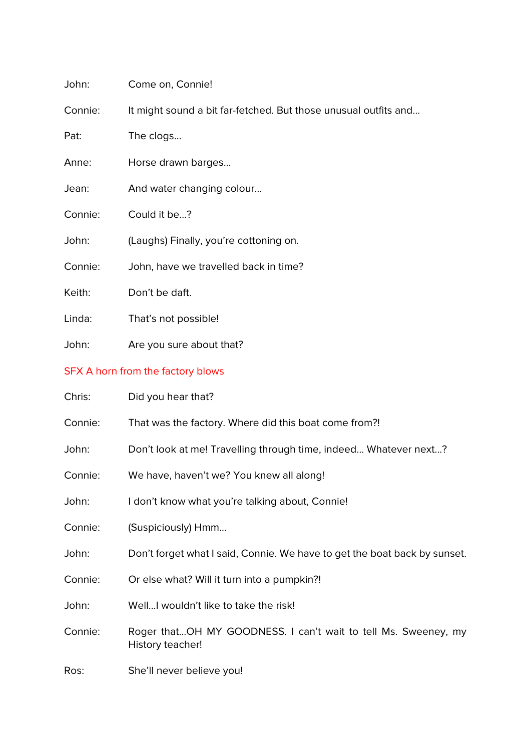John: Come on, Connie!

Connie: It might sound a bit far-fetched. But those unusual outfits and…

Pat: The clogs…

Anne: Horse drawn barges…

Jean: And water changing colour…

Connie: Could it be…?

John: (Laughs) Finally, you're cottoning on.

Connie: John, have we travelled back in time?

Keith: Don't be daft.

Linda: That's not possible!

John: Are you sure about that?

SFX A horn from the factory blows

Chris: Did you hear that?

Connie: That was the factory. Where did this boat come from?!

John: Don't look at me! Travelling through time, indeed… Whatever next…?

Connie: We have, haven't we? You knew all along!

John: I don't know what you're talking about, Connie!

Connie: (Suspiciously) Hmm…

John: Don't forget what I said, Connie. We have to get the boat back by sunset.

Connie: Or else what? Will it turn into a pumpkin?!

John: Well…I wouldn't like to take the risk!

Connie: Roger that…OH MY GOODNESS. I can't wait to tell Ms. Sweeney, my History teacher!

Ros: She'll never believe you!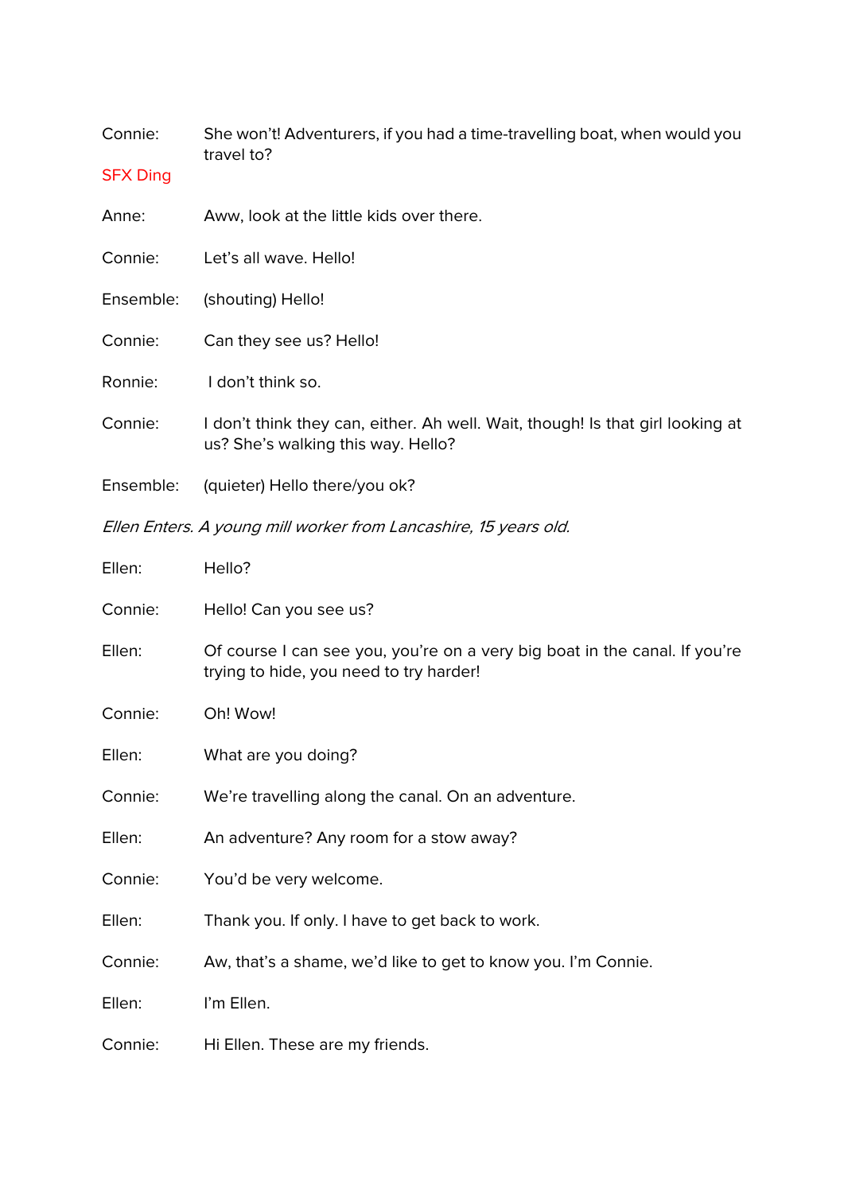Connie: She won't! Adventurers, if you had a time-travelling boat, when would you travel to?

SFX Ding

Anne: Aww, look at the little kids over there.

Connie: Let's all wave. Hello!

Ensemble: (shouting) Hello!

Connie: Can they see us? Hello!

Ronnie: I don't think so.

Connie: I don't think they can, either. Ah well. Wait, though! Is that girl looking at us? She's walking this way. Hello?

Ensemble: (quieter) Hello there/you ok?

*Ellen Enters. A young mill worker from Lancashire, 15 years old.*

Ellen: Hello?

Connie: Hello! Can you see us?

Ellen: Of course I can see you, you're on a very big boat in the canal. If you're trying to hide, you need to try harder!

Connie: Oh! Wow!

Ellen: What are you doing?

Connie: We're travelling along the canal. On an adventure.

Ellen: An adventure? Any room for a stow away?

Connie: You'd be very welcome.

Ellen: Thank you. If only. I have to get back to work.

Connie: Aw, that's a shame, we'd like to get to know you. I'm Connie.

Ellen: I'm Ellen.

Connie: Hi Ellen. These are my friends.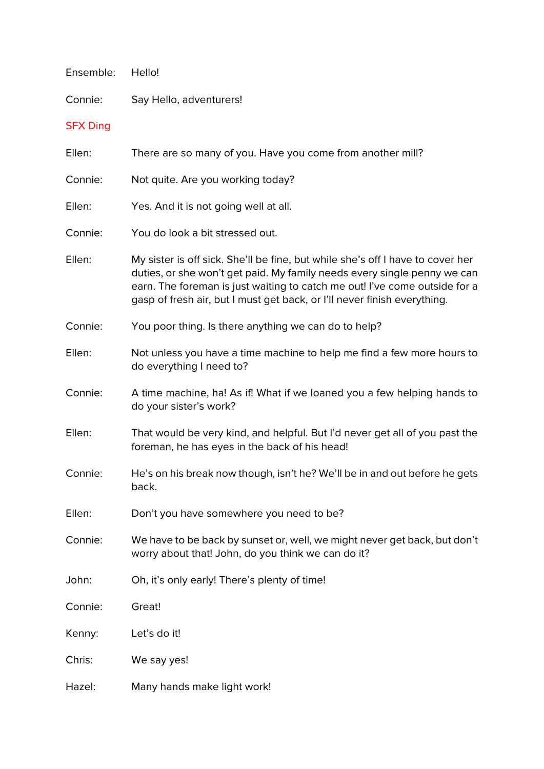Ensemble: Hello!

Connie: Say Hello, adventurers!

SFX Ding

Ellen: There are so many of you. Have you come from another mill?

Connie: Not quite. Are you working today?

Ellen: Yes. And it is not going well at all.

Connie: You do look a bit stressed out.

Ellen: My sister is off sick. She'll be fine, but while she's off I have to cover her duties, or she won't get paid. My family needs every single penny we can earn. The foreman is just waiting to catch me out! I've come outside for a gasp of fresh air, but I must get back, or I'll never finish everything.

Connie: You poor thing. Is there anything we can do to help?

Ellen: Not unless you have a time machine to help me find a few more hours to do everything I need to?

Connie: A time machine, ha! As if! What if we loaned you a few helping hands to do your sister's work?

Ellen: That would be very kind, and helpful. But I'd never get all of you past the foreman, he has eyes in the back of his head!

Connie: He's on his break now though, isn't he? We'll be in and out before he gets back.

Ellen: Don't you have somewhere you need to be?

Connie: We have to be back by sunset or, well, we might never get back, but don't worry about that! John, do you think we can do it?

John: Oh, it's only early! There's plenty of time!

Connie: Great!

Kenny: Let's do it!

Chris: We say yes!

Hazel: Many hands make light work!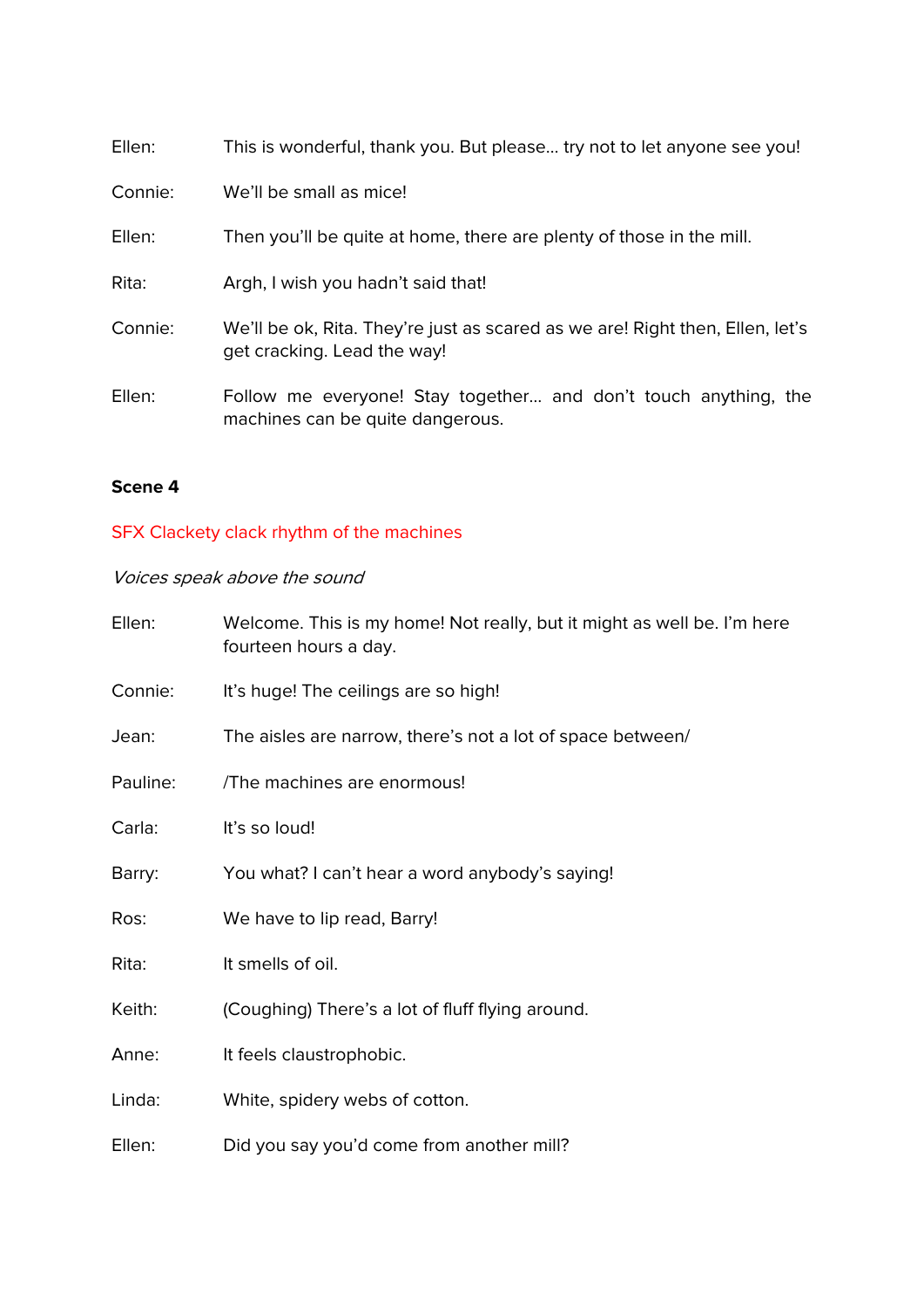Ellen: This is wonderful, thank you. But please… try not to let anyone see you!

Connie: We'll be small as mice!

Ellen: Then you'll be quite at home, there are plenty of those in the mill.

Rita: Argh, I wish you hadn't said that!

Connie: We'll be ok, Rita. They're just as scared as we are! Right then, Ellen, let's get cracking. Lead the way!

Ellen: Follow me everyone! Stay together… and don't touch anything, the machines can be quite dangerous.

**Scene 4**

SFX Clackety clack rhythm of the machines

*Voices speak above the sound*

Ellen: Welcome. This is my home! Not really, but it might as well be. I'm here fourteen hours a day.

Connie: It's huge! The ceilings are so high!

Jean: The aisles are narrow, there's not a lot of space between/

Pauline: /The machines are enormous!

Carla: It's so loud!

Barry: You what? I can't hear a word anybody's saying!

Ros: We have to lip read, Barry!

Rita: It smells of oil.

Keith: (Coughing) There's a lot of fluff flying around.

Anne: It feels claustrophobic.

Linda: White, spidery webs of cotton.

Ellen: Did you say you'd come from another mill?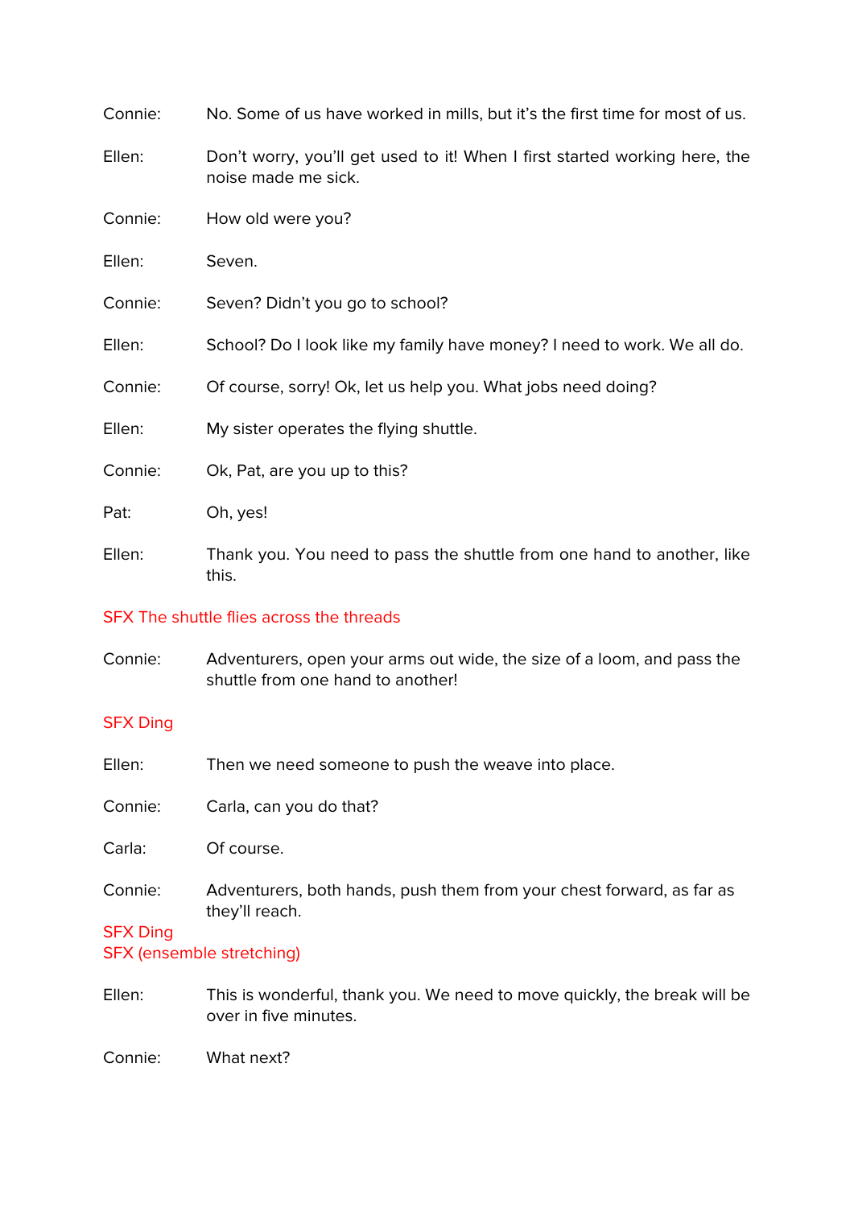Connie: No. Some of us have worked in mills, but it's the first time for most of us.

Ellen: Don't worry, you'll get used to it! When I first started working here, the noise made me sick.

Connie: How old were you?

Ellen: Seven.

Connie: Seven? Didn't you go to school?

Ellen: School? Do I look like my family have money? I need to work. We all do.

Connie: Of course, sorry! Ok, let us help you. What jobs need doing?

Ellen: My sister operates the flying shuttle.

Connie: Ok, Pat, are you up to this?

Pat: Oh, yes!

Ellen: Thank you. You need to pass the shuttle from one hand to another, like this.

SFX The shuttle flies across the threads

Connie: Adventurers, open your arms out wide, the size of a loom, and pass the shuttle from one hand to another!

SFX Ding

Ellen: Then we need someone to push the weave into place.

Connie: Carla, can you do that?

Carla: Of course.

Connie: Adventurers, both hands, push them from your chest forward, as far as they'll reach.

SFX Ding
SFX (ensemble stretching)

Ellen: This is wonderful, thank you. We need to move quickly, the break will be over in five minutes.

Connie: What next?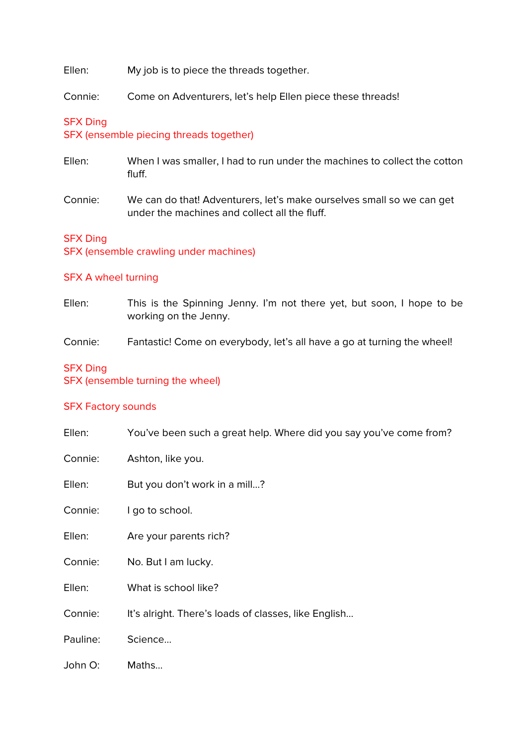Ellen: My job is to piece the threads together.

Connie: Come on Adventurers, let's help Ellen piece these threads!

SFX Ding
SFX (ensemble piecing threads together)

Ellen: When I was smaller, I had to run under the machines to collect the cotton fluff.

Connie: We can do that! Adventurers, let's make ourselves small so we can get under the machines and collect all the fluff.

SFX Ding
SFX (ensemble crawling under machines)

SFX A wheel turning

Ellen: This is the Spinning Jenny. I'm not there yet, but soon, I hope to be working on the Jenny.

Connie: Fantastic! Come on everybody, let's all have a go at turning the wheel!

SFX Ding
SFX (ensemble turning the wheel)

SFX Factory sounds

Ellen: You've been such a great help. Where did you say you've come from?

Connie: Ashton, like you.

Ellen: But you don't work in a mill…?

Connie: I go to school.

Ellen: Are your parents rich?

Connie: No. But I am lucky.

Ellen: What is school like?

Connie: It's alright. There's loads of classes, like English…

Pauline: Science…

John O: Maths…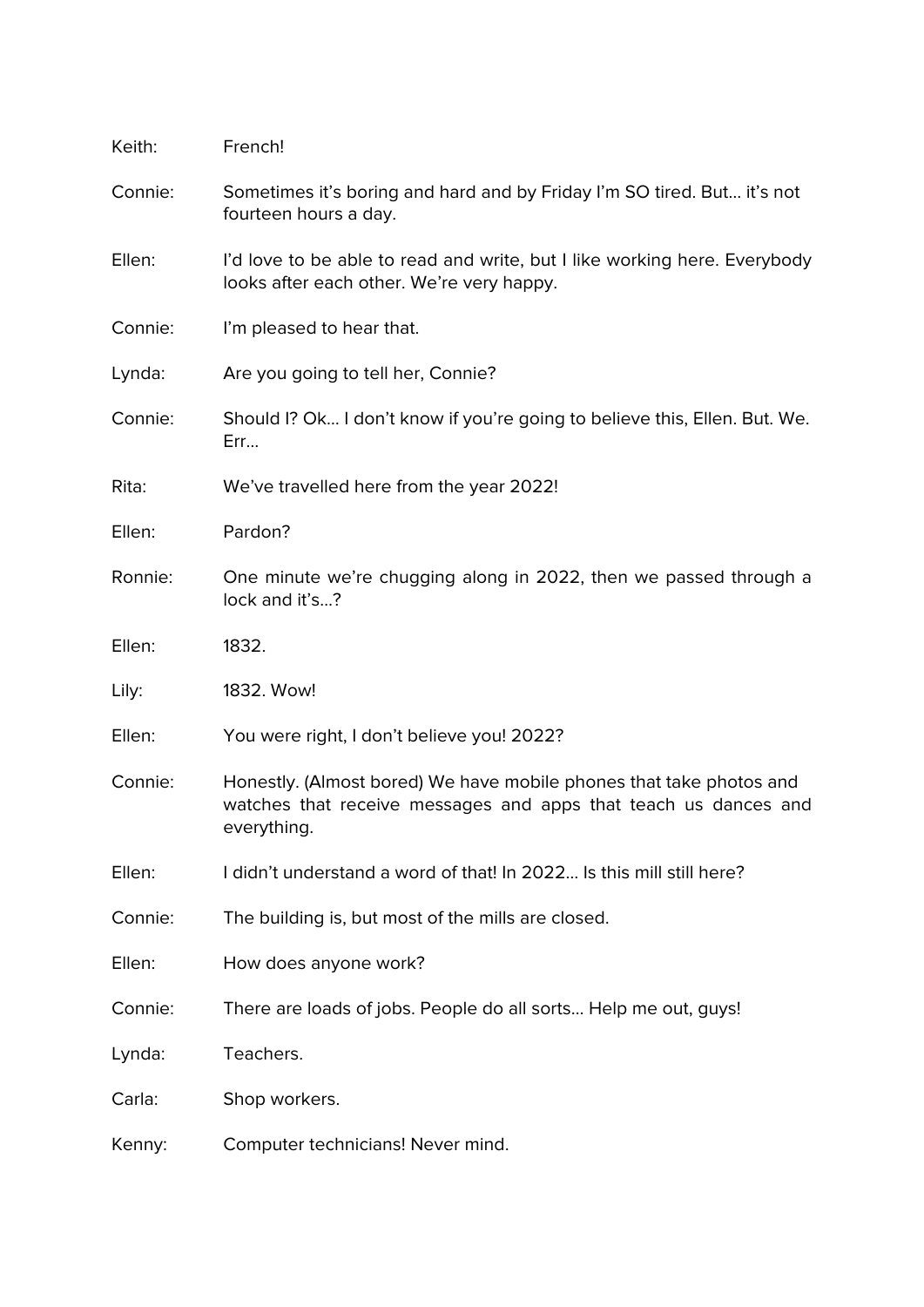Keith: French!

Connie: Sometimes it's boring and hard and by Friday I'm SO tired. But… it's not fourteen hours a day.

Ellen: I'd love to be able to read and write, but I like working here. Everybody looks after each other. We're very happy.

Connie: I'm pleased to hear that.

Lynda: Are you going to tell her, Connie?

Connie: Should I? Ok… I don't know if you're going to believe this, Ellen. But. We. Err…

Rita: We've travelled here from the year 2022!

Ellen: Pardon?

Ronnie: One minute we're chugging along in 2022, then we passed through a lock and it's…?

Ellen: 1832.

Lily: 1832. Wow!

Ellen: You were right, I don't believe you! 2022?

Connie: Honestly. (Almost bored) We have mobile phones that take photos and watches that receive messages and apps that teach us dances and everything.

Ellen: I didn't understand a word of that! In 2022… Is this mill still here?

Connie: The building is, but most of the mills are closed.

Ellen: How does anyone work?

Connie: There are loads of jobs. People do all sorts… Help me out, guys!

Lynda: Teachers.

Carla: Shop workers.

Kenny: Computer technicians! Never mind.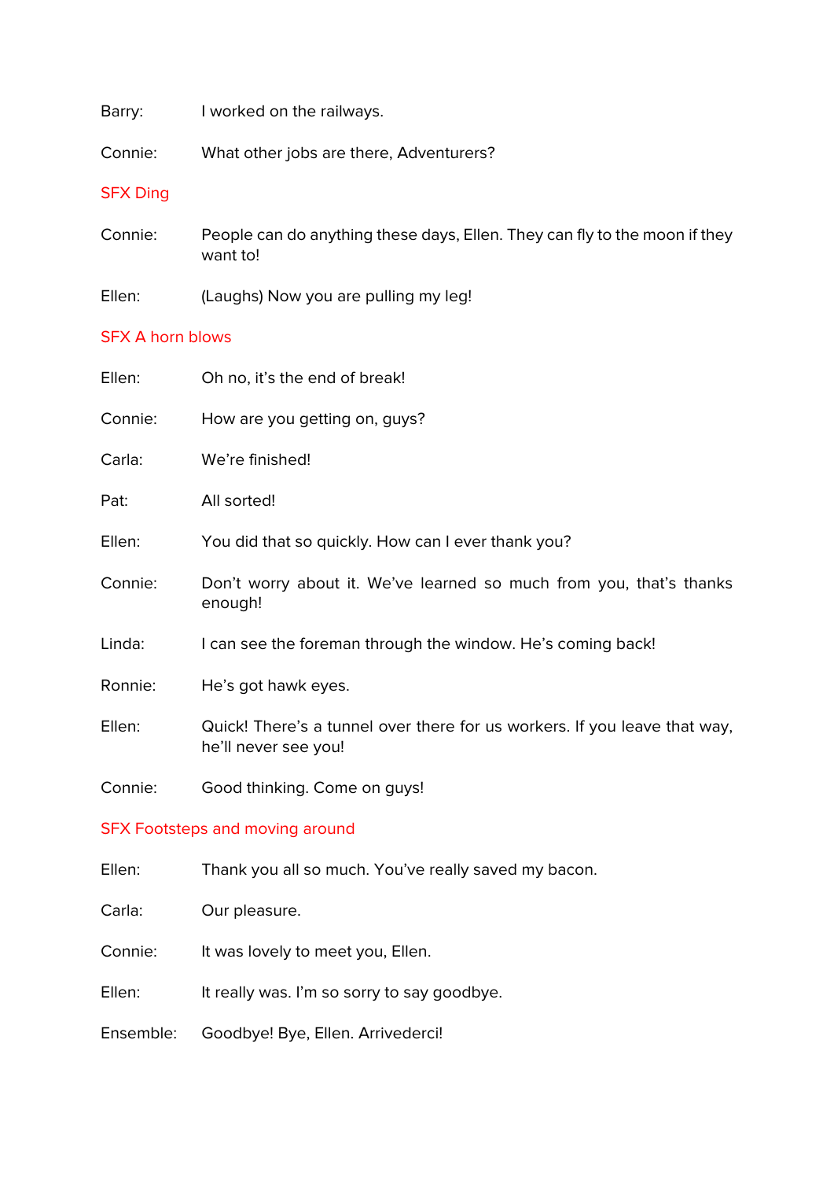Barry: I worked on the railways.

Connie: What other jobs are there, Adventurers?

SFX Ding

Connie: People can do anything these days, Ellen. They can fly to the moon if they want to!

Ellen: (Laughs) Now you are pulling my leg!

SFX A horn blows

Ellen: Oh no, it's the end of break!

Connie: How are you getting on, guys?

Carla: We're finished!

Pat: All sorted!

Ellen: You did that so quickly. How can I ever thank you?

Connie: Don't worry about it. We've learned so much from you, that's thanks enough!

Linda: I can see the foreman through the window. He's coming back!

Ronnie: He's got hawk eyes.

Ellen: Quick! There's a tunnel over there for us workers. If you leave that way, he'll never see you!

Connie: Good thinking. Come on guys!

SFX Footsteps and moving around

Ellen: Thank you all so much. You've really saved my bacon.

Carla: Our pleasure.

Connie: It was lovely to meet you, Ellen.

Ellen: It really was. I'm so sorry to say goodbye.

Ensemble: Goodbye! Bye, Ellen. Arrivederci!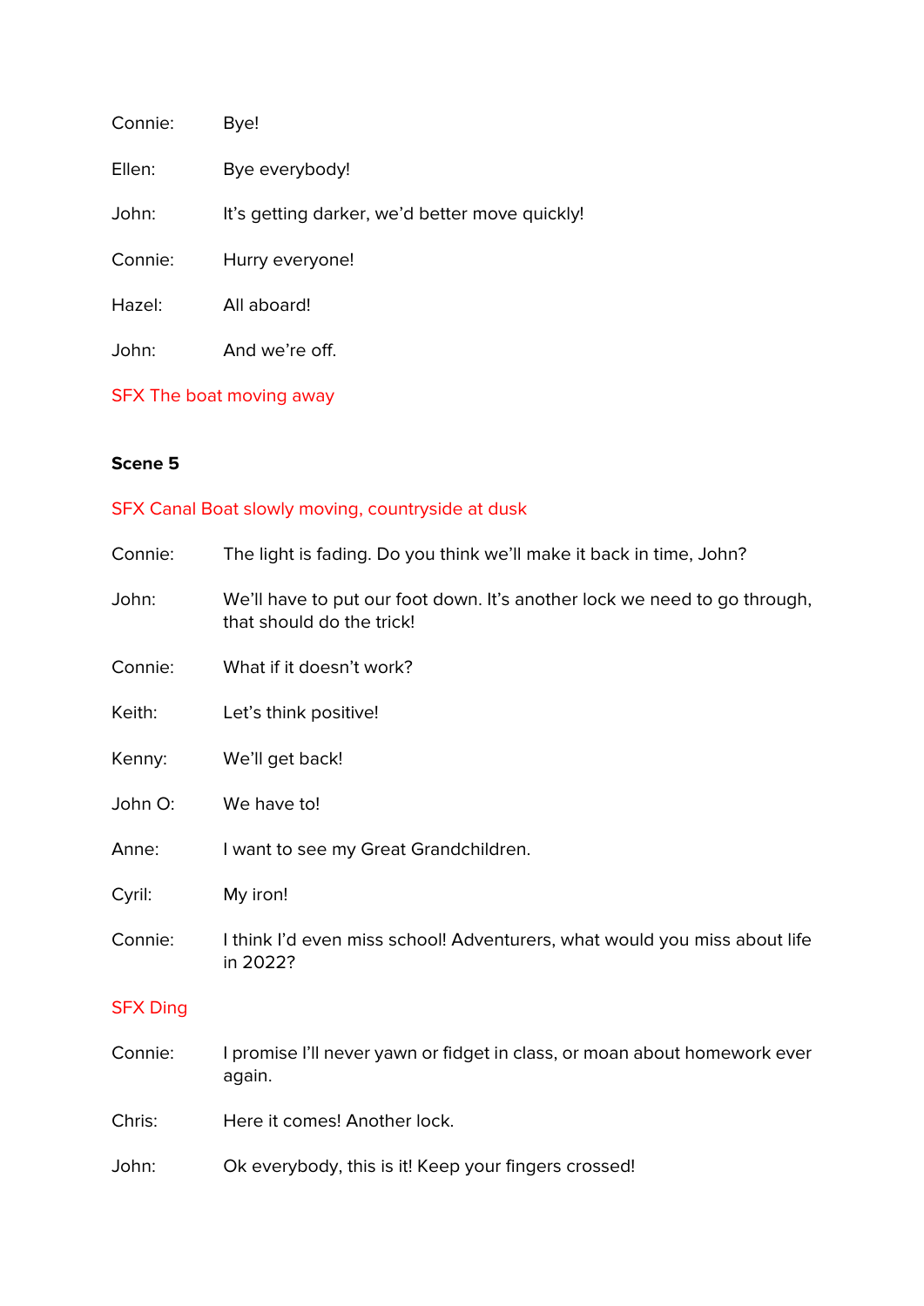Connie: Bye!

Ellen: Bye everybody!

John: It's getting darker, we'd better move quickly!

Connie: Hurry everyone!

Hazel: All aboard!

John: And we're off.

SFX The boat moving away

**Scene 5**

SFX Canal Boat slowly moving, countryside at dusk

Connie: The light is fading. Do you think we'll make it back in time, John?

John: We'll have to put our foot down. It's another lock we need to go through, that should do the trick!

Connie: What if it doesn't work?

Keith: Let's think positive!

Kenny: We'll get back!

John O: We have to!

Anne: I want to see my Great Grandchildren.

Cyril: My iron!

Connie: I think I'd even miss school! Adventurers, what would you miss about life in 2022?

SFX Ding

Connie: I promise I'll never yawn or fidget in class, or moan about homework ever again.

Chris: Here it comes! Another lock.

John: Ok everybody, this is it! Keep your fingers crossed!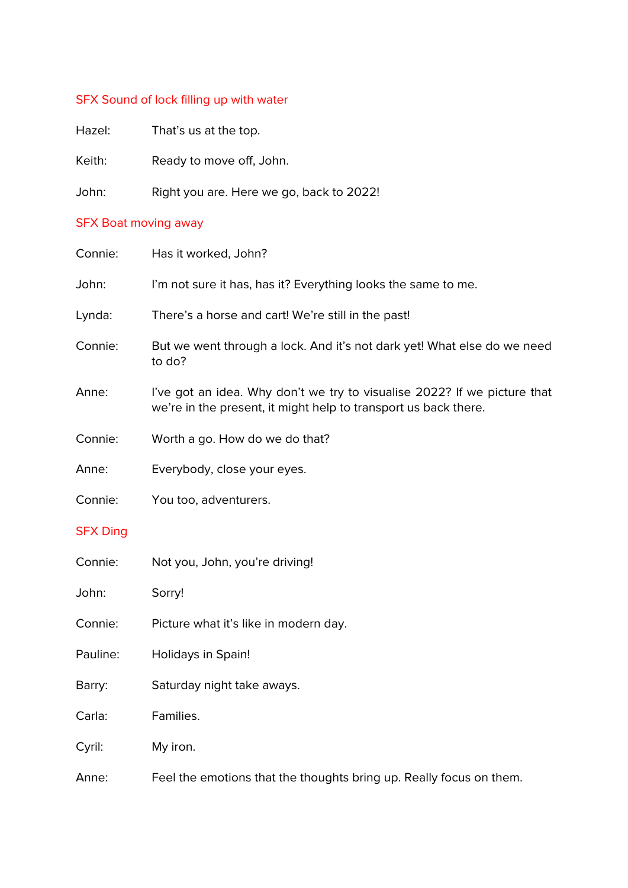SFX Sound of lock filling up with water

Hazel: That's us at the top.

Keith: Ready to move off, John.

John: Right you are. Here we go, back to 2022!

SFX Boat moving away

Connie: Has it worked, John?

John: I'm not sure it has, has it? Everything looks the same to me.

Lynda: There's a horse and cart! We're still in the past!

Connie: But we went through a lock. And it's not dark yet! What else do we need to do?

Anne: I've got an idea. Why don't we try to visualise 2022? If we picture that we're in the present, it might help to transport us back there.

Connie: Worth a go. How do we do that?

Anne: Everybody, close your eyes.

Connie: You too, adventurers.

SFX Ding

Connie: Not you, John, you're driving!

John: Sorry!

Connie: Picture what it's like in modern day.

Pauline: Holidays in Spain!

Barry: Saturday night take aways.

Carla: Families.

Cyril: My iron.

Anne: Feel the emotions that the thoughts bring up. Really focus on them.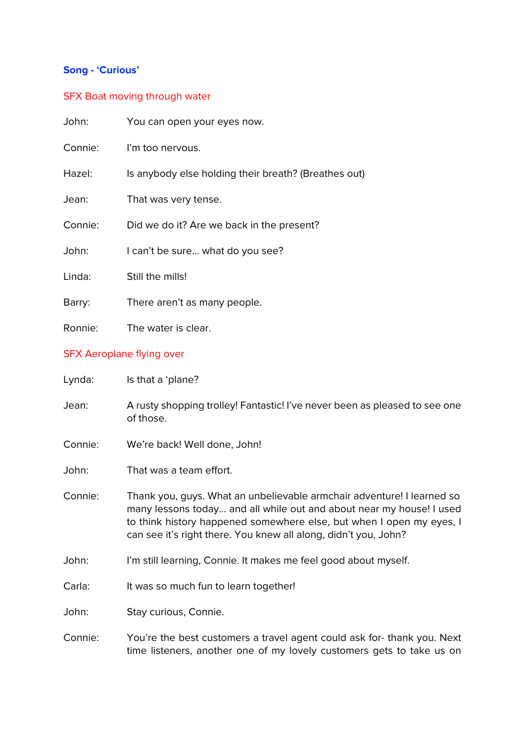**Song - 'Curious'**

SFX Boat moving through water

John: You can open your eyes now.

Connie: I'm too nervous.

Hazel: Is anybody else holding their breath? (Breathes out)

Jean: That was very tense.

Connie: Did we do it? Are we back in the present?

John: I can't be sure… what do you see?

Linda: Still the mills!

Barry: There aren't as many people.

Ronnie: The water is clear.

SFX Aeroplane flying over

Lynda: Is that a 'plane?

Jean: A rusty shopping trolley! Fantastic! I've never been as pleased to see one of those.

Connie: We're back! Well done, John!

John: That was a team effort.

Connie: Thank you, guys. What an unbelievable armchair adventure! I learned so many lessons today… and all while out and about near my house! I used to think history happened somewhere else, but when I open my eyes, I can see it's right there. You knew all along, didn't you, John?

John: I'm still learning, Connie. It makes me feel good about myself.

Carla: It was so much fun to learn together!

John: Stay curious, Connie.

Connie: You're the best customers a travel agent could ask for- thank you. Next time listeners, another one of my lovely customers gets to take us on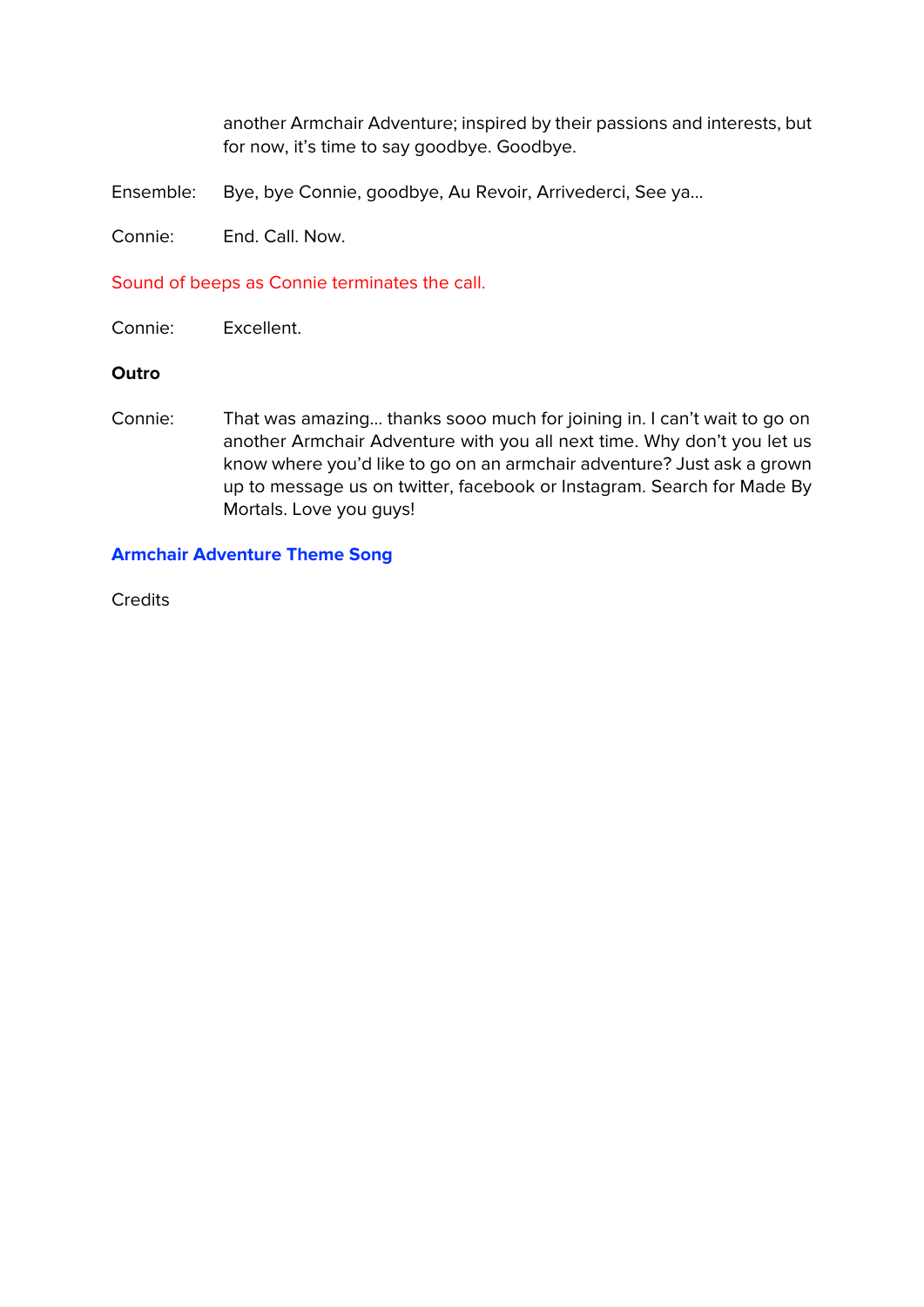another Armchair Adventure; inspired by their passions and interests, but for now, it's time to say goodbye. Goodbye.

Ensemble: Bye, bye Connie, goodbye, Au Revoir, Arrivederci, See ya...

Connie: End. Call. Now.

Sound of beeps as Connie terminates the call.

Connie: Excellent.

**Outro**

Connie: That was amazing... thanks sooo much for joining in. I can't wait to go on another Armchair Adventure with you all next time. Why don't you let us know where you'd like to go on an armchair adventure? Just ask a grown up to message us on twitter, facebook or Instagram. Search for Made By Mortals. Love you guys!

**Armchair Adventure Theme Song**

Credits